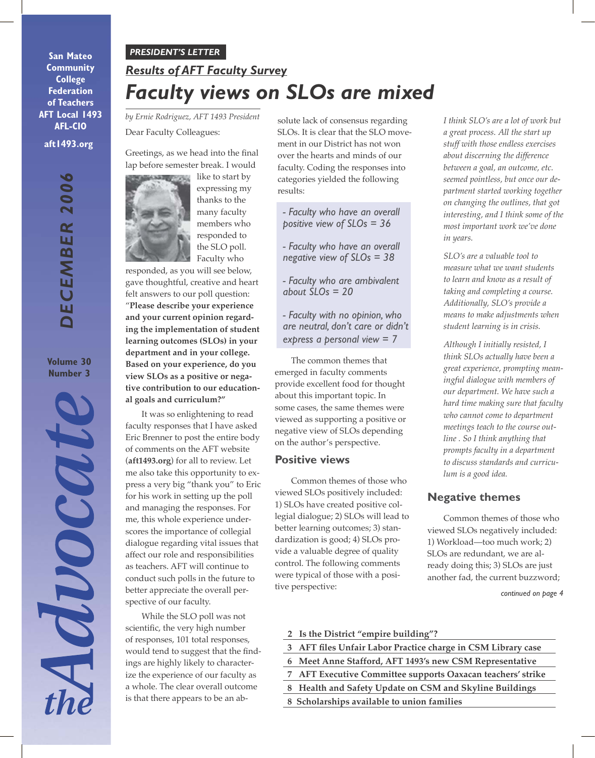San Mateo Community College Federation of Teachers AFT Local 1493 AFL-CIO

aft1493.org

DECEMBER 2006

Volume 30 Number 3

# the Advocate

**PRESIDENT'S LETTER**

## Results of AFT Faculty Survey

# Faculty views on SLOs are mixed

*by Ernie Rodriguez, AFT 1493 President*

Dear Faculty Colleagues:

Greetings, as we head into the final lap before semester break. I would like to start by expressing my thanks to the many faculty members who responded to the SLO poll. Faculty who responded, as you will see below, gave thoughtful, creative and heart felt answers to our poll question: "**Please describe your experience and your current opinion regarding the implementation of student learning outcomes (SLOs) in your department and in your college. Based on your experience, do you view SLOs as a positive or negative contribution to our educational goals and curriculum?"**

It was so enlightening to read faculty responses that I have asked Eric Brenner to post the entire body of comments on the AFT website (**aft1493.org**) for all to review. Let me also take this opportunity to express a very big "thank you" to Eric for his work in setting up the poll and managing the responses. For me, this whole experience underscores the importance of collegial dialogue regarding vital issues that affect our role and responsibilities as teachers. AFT will continue to conduct such polls in the future to better appreciate the overall perspective of our faculty.

While the SLO poll was not scientific, the very high number of responses, 101 total responses, would tend to suggest that the findings are highly likely to characterize the experience of our faculty as a whole. The clear overall outcome is that there appears to be an absolute lack of consensus regarding SLOs. It is clear that the SLO movement in our District has not won over the hearts and minds of our faculty. Coding the responses into categories yielded the following results:

- Faculty who have an overall positive view of SLOs = 36
- Faculty who have an overall negative view of SLOs = 38
- Faculty who are ambivalent about SLOs = 20
- Faculty with no opinion, who are neutral, don't care or didn't express a personal view = 7

The common themes that emerged in faculty comments provide excellent food for thought about this important topic. In some cases, the same themes were viewed as supporting a positive or negative view of SLOs depending on the author's perspective.

### Positive views

Common themes of those who viewed SLOs positively included: 1) SLOs have created positive collegial dialogue; 2) SLOs will lead to better learning outcomes; 3) standardization is good; 4) SLOs provide a valuable degree of quality control. The following comments were typical of those with a positive perspective:

*I think SLO's are a lot of work but a great process. All the start up stuff with those endless exercises about discerning the difference between a goal, an outcome, etc. seemed pointless, but once our department started working together on changing the outlines, that got interesting, and I think some of the most important work we've done in years.*

*SLO's are a valuable tool to measure what we want students to learn and know as a result of taking and completing a course. Additionally, SLO's provide a means to make adjustments when student learning is in crisis.*

*Although I initially resisted, I think SLOs actually have been a great experience, prompting meaningful dialogue with members of our department. We have such a hard time making sure that faculty who cannot come to department meetings teach to the course outline . So I think anything that prompts faculty in a department to discuss standards and curriculum is a good idea.*

### Negative themes

Common themes of those who viewed SLOs negatively included: 1) Workload—too much work; 2) SLOs are redundant, we are already doing this; 3) SLOs are just another fad, the current buzzword;

*continued on page 4*

---

2 Is the District "empire building"?
3 AFT files Unfair Labor Practice charge in CSM Library case
6 Meet Anne Stafford, AFT 1493's new CSM Representative
7 AFT Executive Committee supports Oaxacan teachers' strike
8 Health and Safety Update on CSM and Skyline Buildings
8 Scholarships available to union families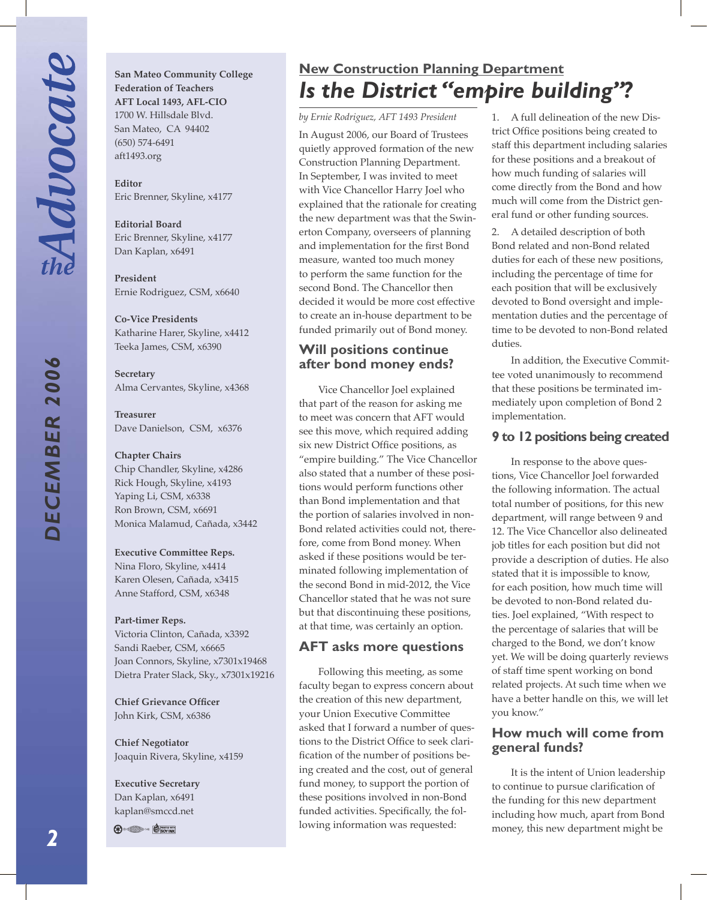**San Mateo Community College Federation of Teachers AFT Local 1493, AFL-CIO**
1700 W. Hillsdale Blvd.
San Mateo, CA 94402
(650) 574-6491
aft1493.org

**Editor**
Eric Brenner, Skyline, x4177

**Editorial Board**
Eric Brenner, Skyline, x4177
Dan Kaplan, x6491

**President**
Ernie Rodriguez, CSM, x6640

**Co-Vice Presidents**
Katharine Harer, Skyline, x4412
Teeka James, CSM, x6390

**Secretary**
Alma Cervantes, Skyline, x4368

**Treasurer**
Dave Danielson, CSM, x6376

**Chapter Chairs**
Chip Chandler, Skyline, x4286
Rick Hough, Skyline, x4193
Yaping Li, CSM, x6338
Ron Brown, CSM, x6691
Monica Malamud, Cañada, x3442

**Executive Committee Reps.**
Nina Floro, Skyline, x4414
Karen Olesen, Cañada, x3415
Anne Stafford, CSM, x6348

**Part-timer Reps.**
Victoria Clinton, Cañada, x3392
Sandi Raeber, CSM, x6665
Joan Connors, Skyline, x7301x19468
Dietra Prater Slack, Sky., x7301x19216

**Chief Grievance Officer**
John Kirk, CSM, x6386

**Chief Negotiator**
Joaquin Rivera, Skyline, x4159

**Executive Secretary**
Dan Kaplan, x6491
kaplan@smccd.net

## New Construction Planning Department

# Is the District "empire building"?

*by Ernie Rodriguez, AFT 1493 President*

In August 2006, our Board of Trustees quietly approved formation of the new Construction Planning Department. In September, I was invited to meet with Vice Chancellor Harry Joel who explained that the rationale for creating the new department was that the Swinerton Company, overseers of planning and implementation for the first Bond measure, wanted too much money to perform the same function for the second Bond. The Chancellor then decided it would be more cost effective to create an in-house department to be funded primarily out of Bond money.

### Will positions continue after bond money ends?

Vice Chancellor Joel explained that part of the reason for asking me to meet was concern that AFT would see this move, which required adding six new District Office positions, as "empire building." The Vice Chancellor also stated that a number of these positions would perform functions other than Bond implementation and that the portion of salaries involved in non-Bond related activities could not, therefore, come from Bond money. When asked if these positions would be terminated following implementation of the second Bond in mid-2012, the Vice Chancellor stated that he was not sure but that discontinuing these positions, at that time, was certainly an option.

### AFT asks more questions

Following this meeting, as some faculty began to express concern about the creation of this new department, your Union Executive Committee asked that I forward a number of questions to the District Office to seek clarification of the number of positions being created and the cost, out of general fund money, to support the portion of these positions involved in non-Bond funded activities. Specifically, the following information was requested:

1. A full delineation of the new District Office positions being created to staff this department including salaries for these positions and a breakout of how much funding of salaries will come directly from the Bond and how much will come from the District general fund or other funding sources.
2. A detailed description of both Bond related and non-Bond related duties for each of these new positions, including the percentage of time for each position that will be exclusively devoted to Bond oversight and implementation duties and the percentage of time to be devoted to non-Bond related duties.

In addition, the Executive Committee voted unanimously to recommend that these positions be terminated immediately upon completion of Bond 2 implementation.

### 9 to 12 positions being created

In response to the above questions, Vice Chancellor Joel forwarded the following information. The actual total number of positions, for this new department, will range between 9 and 12. The Vice Chancellor also delineated job titles for each position but did not provide a description of duties. He also stated that it is impossible to know, for each position, how much time will be devoted to non-Bond related duties. Joel explained, "With respect to the percentage of salaries that will be charged to the Bond, we don't know yet. We will be doing quarterly reviews of staff time spent working on bond related projects. At such time when we have a better handle on this, we will let you know."

### How much will come from general funds?

It is the intent of Union leadership to continue to pursue clarification of the funding for this new department including how much, apart from Bond money, this new department might be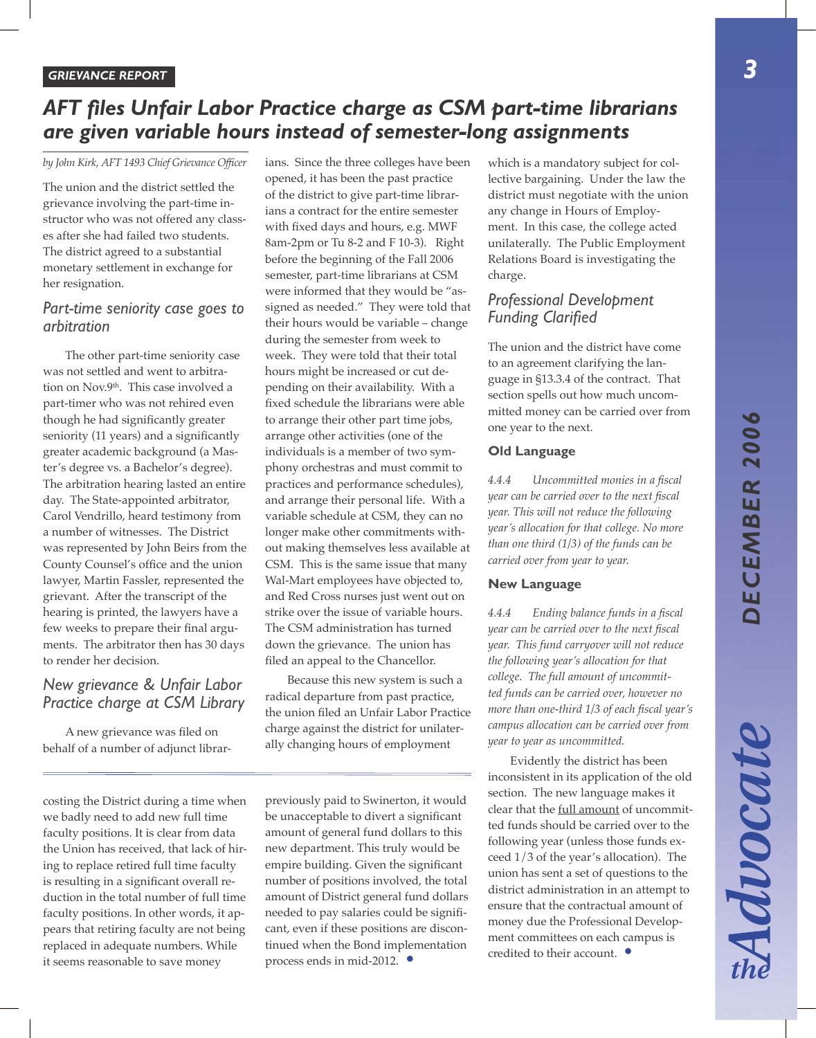GRIEVANCE REPORT

# AFT files Unfair Labor Practice charge as CSM part-time librarians are given variable hours instead of semester-long assignments

*by John Kirk, AFT 1493 Chief Grievance Officer*

The union and the district settled the grievance involving the part-time instructor who was not offered any classes after she had failed two students. The district agreed to a substantial monetary settlement in exchange for her resignation.

## Part-time seniority case goes to arbitration

The other part-time seniority case was not settled and went to arbitration on Nov.9th. This case involved a part-timer who was not rehired even though he had significantly greater seniority (11 years) and a significantly greater academic background (a Master's degree vs. a Bachelor's degree). The arbitration hearing lasted an entire day. The State-appointed arbitrator, Carol Vendrillo, heard testimony from a number of witnesses. The District was represented by John Beirs from the County Counsel's office and the union lawyer, Martin Fassler, represented the grievant. After the transcript of the hearing is printed, the lawyers have a few weeks to prepare their final arguments. The arbitrator then has 30 days to render her decision.

## New grievance & Unfair Labor Practice charge at CSM Library

A new grievance was filed on behalf of a number of adjunct librarians. Since the three colleges have been opened, it has been the past practice of the district to give part-time librarians a contract for the entire semester with fixed days and hours, e.g. MWF 8am-2pm or Tu 8-2 and F 10-3). Right before the beginning of the Fall 2006 semester, part-time librarians at CSM were informed that they would be "assigned as needed." They were told that their hours would be variable – change during the semester from week to week. They were told that their total hours might be increased or cut depending on their availability. With a fixed schedule the librarians were able to arrange their other part time jobs, arrange other activities (one of the individuals is a member of two symphony orchestras and must commit to practices and performance schedules), and arrange their personal life. With a variable schedule at CSM, they can no longer make other commitments without making themselves less available at CSM. This is the same issue that many Wal-Mart employees have objected to, and Red Cross nurses just went out on strike over the issue of variable hours. The CSM administration has turned down the grievance. The union has filed an appeal to the Chancellor.

Because this new system is such a radical departure from past practice, the union filed an Unfair Labor Practice charge against the district for unilaterally changing hours of employment which is a mandatory subject for collective bargaining. Under the law the district must negotiate with the union any change in Hours of Employment. In this case, the college acted unilaterally. The Public Employment Relations Board is investigating the charge.

## Professional Development Funding Clarified

The union and the district have come to an agreement clarifying the language in §13.3.4 of the contract. That section spells out how much uncommitted money can be carried over from one year to the next.

### Old Language

*4.4.4 Uncommitted monies in a fiscal year can be carried over to the next fiscal year. This will not reduce the following year's allocation for that college. No more than one third (1/3) of the funds can be carried over from year to year.*

### New Language

*4.4.4 Ending balance funds in a fiscal year can be carried over to the next fiscal year. This fund carryover will not reduce the following year's allocation for that college. The full amount of uncommitted funds can be carried over, however no more than one-third 1/3 of each fiscal year's campus allocation can be carried over from year to year as uncommitted.*

Evidently the district has been inconsistent in its application of the old section. The new language makes it clear that the full amount of uncommitted funds should be carried over to the following year (unless those funds exceed 1/3 of the year's allocation). The union has sent a set of questions to the district administration in an attempt to ensure that the contractual amount of money due the Professional Development committees on each campus is credited to their account. •

---

costing the District during a time when we badly need to add new full time faculty positions. It is clear from data the Union has received, that lack of hiring to replace retired full time faculty is resulting in a significant overall reduction in the total number of full time faculty positions. In other words, it appears that retiring faculty are not being replaced in adequate numbers. While it seems reasonable to save money previously paid to Swinerton, it would be unacceptable to divert a significant amount of general fund dollars to this new department. This truly would be empire building. Given the significant number of positions involved, the total amount of District general fund dollars needed to pay salaries could be significant, even if these positions are discontinued when the Bond implementation process ends in mid-2012. •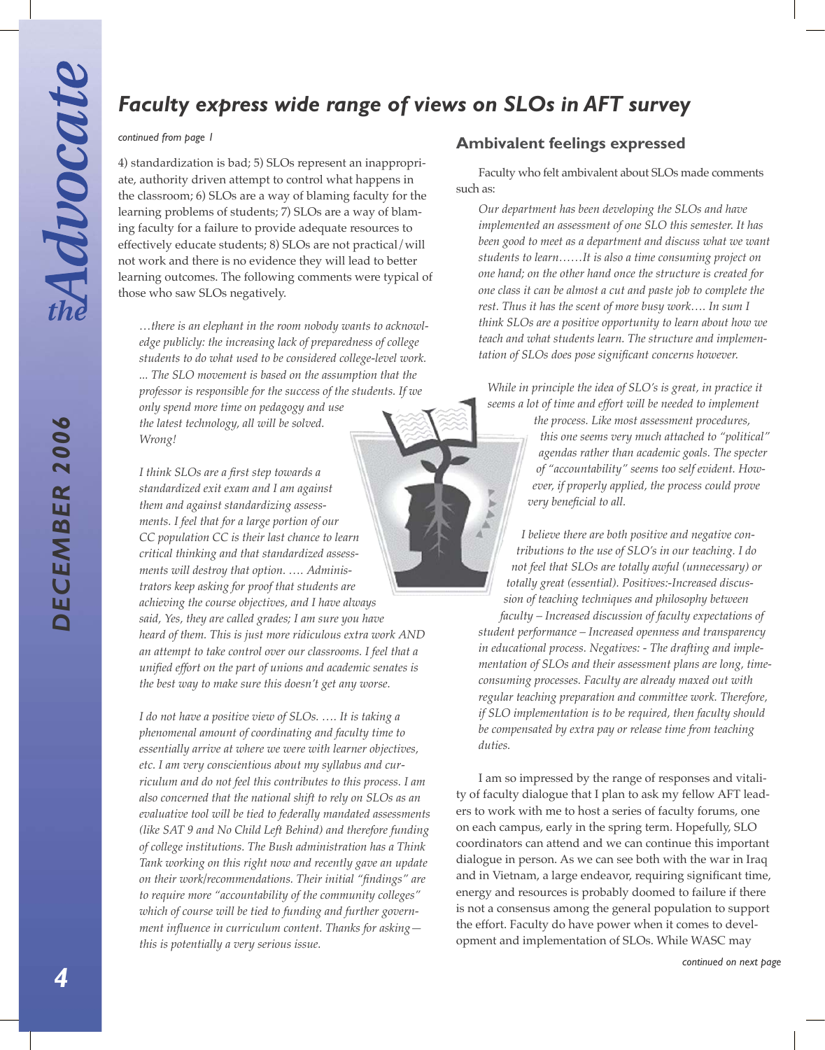## *Faculty express wide range of views on SLOs in AFT survey*

*continued from page 1*

4) standardization is bad; 5) SLOs represent an inappropriate, authority driven attempt to control what happens in the classroom; 6) SLOs are a way of blaming faculty for the learning problems of students; 7) SLOs are a way of blaming faculty for a failure to provide adequate resources to effectively educate students; 8) SLOs are not practical/will not work and there is no evidence they will lead to better learning outcomes. The following comments were typical of those who saw SLOs negatively.

> *…there is an elephant in the room nobody wants to acknowledge publicly: the increasing lack of preparedness of college students to do what used to be considered college-level work. ... The SLO movement is based on the assumption that the professor is responsible for the success of the students. If we only spend more time on pedagogy and use the latest technology, all will be solved. Wrong!*

> *I think SLOs are a first step towards a standardized exit exam and I am against them and against standardizing assessments. I feel that for a large portion of our CC population CC is their last chance to learn critical thinking and that standardized assessments will destroy that option. …. Administrators keep asking for proof that students are achieving the course objectives, and I have always said, Yes, they are called grades; I am sure you have heard of them. This is just more ridiculous extra work AND an attempt to take control over our classrooms. I feel that a unified effort on the part of unions and academic senates is the best way to make sure this doesn't get any worse.*

> *I do not have a positive view of SLOs. …. It is taking a phenomenal amount of coordinating and faculty time to essentially arrive at where we were with learner objectives, etc. I am very conscientious about my syllabus and curriculum and do not feel this contributes to this process. I am also concerned that the national shift to rely on SLOs as an evaluative tool will be tied to federally mandated assessments (like SAT 9 and No Child Left Behind) and therefore funding of college institutions. The Bush administration has a Think Tank working on this right now and recently gave an update on their work/recommendations. Their initial "findings" are to require more "accountability of the community colleges" which of course will be tied to funding and further government influence in curriculum content. Thanks for asking—this is potentially a very serious issue.*

### Ambivalent feelings expressed

Faculty who felt ambivalent about SLOs made comments such as:

> *Our department has been developing the SLOs and have implemented an assessment of one SLO this semester. It has been good to meet as a department and discuss what we want students to learn……It is also a time consuming project on one hand; on the other hand once the structure is created for one class it can be almost a cut and paste job to complete the rest. Thus it has the scent of more busy work…. In sum I think SLOs are a positive opportunity to learn about how we teach and what students learn. The structure and implementation of SLOs does pose significant concerns however.*

> *While in principle the idea of SLO's is great, in practice it seems a lot of time and effort will be needed to implement the process. Like most assessment procedures, this one seems very much attached to "political" agendas rather than academic goals. The specter of "accountability" seems too self evident. However, if properly applied, the process could prove very beneficial to all.*

> *I believe there are both positive and negative contributions to the use of SLO's in our teaching. I do not feel that SLOs are totally awful (unnecessary) or totally great (essential). Positives:-Increased discussion of teaching techniques and philosophy between faculty – Increased discussion of faculty expectations of student performance – Increased openness and transparency in educational process. Negatives: - The drafting and implementation of SLOs and their assessment plans are long, time-consuming processes. Faculty are already maxed out with regular teaching preparation and committee work. Therefore, if SLO implementation is to be required, then faculty should be compensated by extra pay or release time from teaching duties.*

I am so impressed by the range of responses and vitality of faculty dialogue that I plan to ask my fellow AFT leaders to work with me to host a series of faculty forums, one on each campus, early in the spring term. Hopefully, SLO coordinators can attend and we can continue this important dialogue in person. As we can see both with the war in Iraq and in Vietnam, a large endeavor, requiring significant time, energy and resources is probably doomed to failure if there is not a consensus among the general population to support the effort. Faculty do have power when it comes to development and implementation of SLOs. While WASC may

*continued on next page*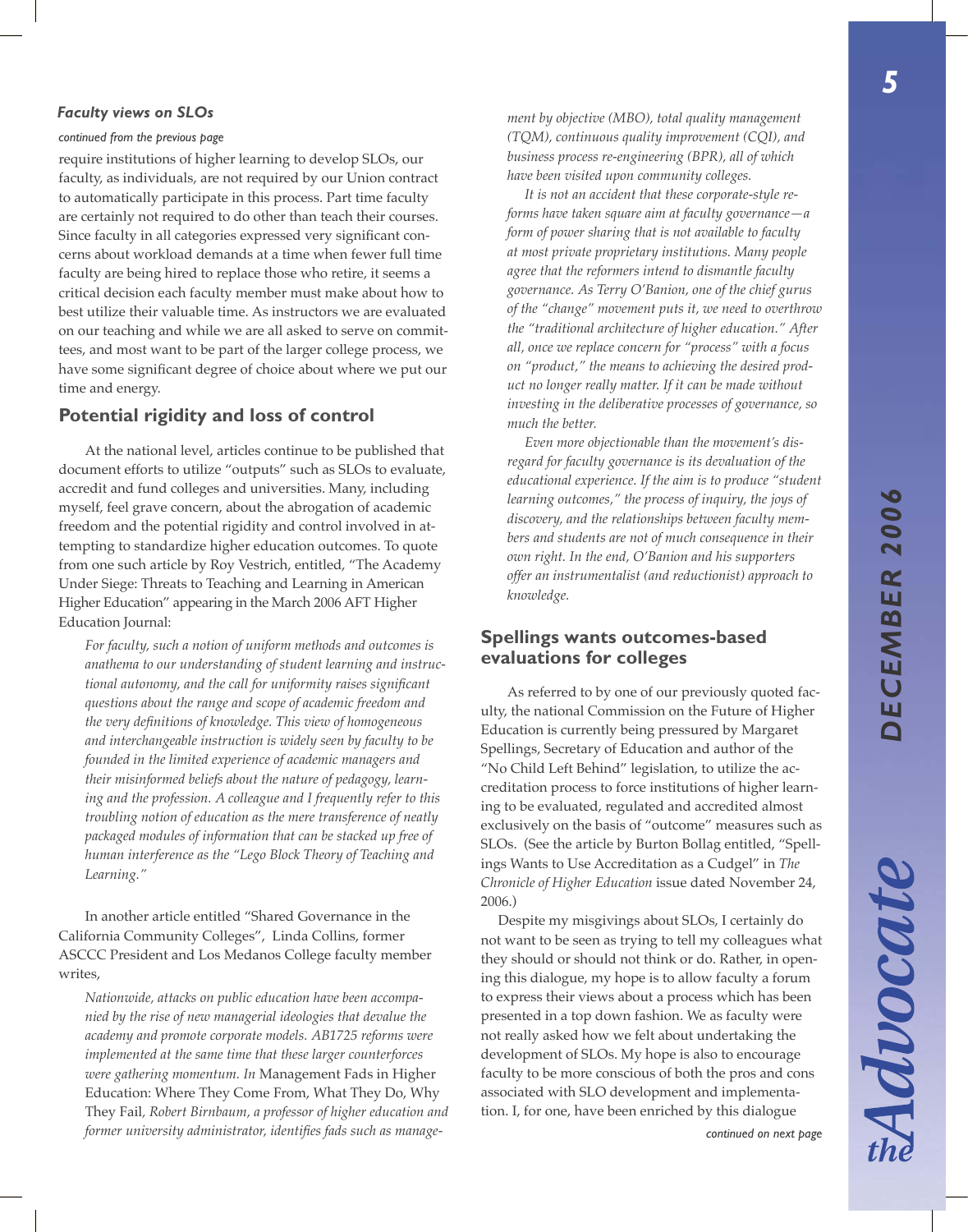### *Faculty views on SLOs*

*continued from the previous page*

require institutions of higher learning to develop SLOs, our faculty, as individuals, are not required by our Union contract to automatically participate in this process. Part time faculty are certainly not required to do other than teach their courses. Since faculty in all categories expressed very significant concerns about workload demands at a time when fewer full time faculty are being hired to replace those who retire, it seems a critical decision each faculty member must make about how to best utilize their valuable time. As instructors we are evaluated on our teaching and while we are all asked to serve on committees, and most want to be part of the larger college process, we have some significant degree of choice about where we put our time and energy.

## Potential rigidity and loss of control

At the national level, articles continue to be published that document efforts to utilize "outputs" such as SLOs to evaluate, accredit and fund colleges and universities. Many, including myself, feel grave concern, about the abrogation of academic freedom and the potential rigidity and control involved in attempting to standardize higher education outcomes. To quote from one such article by Roy Vestrich, entitled, "The Academy Under Siege: Threats to Teaching and Learning in American Higher Education" appearing in the March 2006 AFT Higher Education Journal:

> *For faculty, such a notion of uniform methods and outcomes is anathema to our understanding of student learning and instructional autonomy, and the call for uniformity raises significant questions about the range and scope of academic freedom and the very definitions of knowledge. This view of homogeneous and interchangeable instruction is widely seen by faculty to be founded in the limited experience of academic managers and their misinformed beliefs about the nature of pedagogy, learning and the profession. A colleague and I frequently refer to this troubling notion of education as the mere transference of neatly packaged modules of information that can be stacked up free of human interference as the "Lego Block Theory of Teaching and Learning."*

In another article entitled "Shared Governance in the California Community Colleges", Linda Collins, former ASCCC President and Los Medanos College faculty member writes,

> *Nationwide, attacks on public education have been accompanied by the rise of new managerial ideologies that devalue the academy and promote corporate models. AB1725 reforms were implemented at the same time that these larger counterforces were gathering momentum. In* Management Fads in Higher Education: Where They Come From, What They Do, Why They Fail, *Robert Birnbaum, a professor of higher education and former university administrator, identifies fads such as management by objective (MBO), total quality management (TQM), continuous quality improvement (CQI), and business process re-engineering (BPR), all of which have been visited upon community colleges.*
>
> *It is not an accident that these corporate-style reforms have taken square aim at faculty governance—a form of power sharing that is not available to faculty at most private proprietary institutions. Many people agree that the reformers intend to dismantle faculty governance. As Terry O'Banion, one of the chief gurus of the "change" movement puts it, we need to overthrow the "traditional architecture of higher education." After all, once we replace concern for "process" with a focus on "product," the means to achieving the desired product no longer really matter. If it can be made without investing in the deliberative processes of governance, so much the better.*
>
> *Even more objectionable than the movement's disregard for faculty governance is its devaluation of the educational experience. If the aim is to produce "student learning outcomes," the process of inquiry, the joys of discovery, and the relationships between faculty members and students are not of much consequence in their own right. In the end, O'Banion and his supporters offer an instrumentalist (and reductionist) approach to knowledge.*

## Spellings wants outcomes-based evaluations for colleges

As referred to by one of our previously quoted faculty, the national Commission on the Future of Higher Education is currently being pressured by Margaret Spellings, Secretary of Education and author of the "No Child Left Behind" legislation, to utilize the accreditation process to force institutions of higher learning to be evaluated, regulated and accredited almost exclusively on the basis of "outcome" measures such as SLOs. (See the article by Burton Bollag entitled, "Spellings Wants to Use Accreditation as a Cudgel" in *The Chronicle of Higher Education* issue dated November 24, 2006.)

Despite my misgivings about SLOs, I certainly do not want to be seen as trying to tell my colleagues what they should or should not think or do. Rather, in opening this dialogue, my hope is to allow faculty a forum to express their views about a process which has been presented in a top down fashion. We as faculty were not really asked how we felt about undertaking the development of SLOs. My hope is also to encourage faculty to be more conscious of both the pros and cons associated with SLO development and implementation. I, for one, have been enriched by this dialogue

*continued on next page*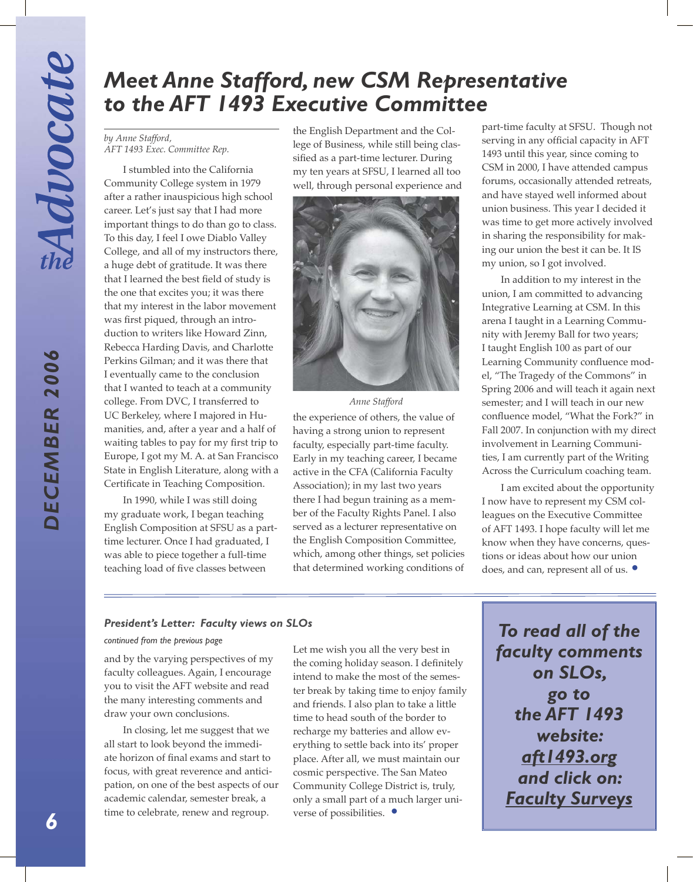# Meet Anne Stafford, new CSM Representative to the AFT 1493 Executive Committee

*by Anne Stafford, AFT 1493 Exec. Committee Rep.*

I stumbled into the California Community College system in 1979 after a rather inauspicious high school career. Let's just say that I had more important things to do than go to class. To this day, I feel I owe Diablo Valley College, and all of my instructors there, a huge debt of gratitude. It was there that I learned the best field of study is the one that excites you; it was there that my interest in the labor movement was first piqued, through an introduction to writers like Howard Zinn, Rebecca Harding Davis, and Charlotte Perkins Gilman; and it was there that I eventually came to the conclusion that I wanted to teach at a community college. From DVC, I transferred to UC Berkeley, where I majored in Humanities, and, after a year and a half of waiting tables to pay for my first trip to Europe, I got my M. A. at San Francisco State in English Literature, along with a Certificate in Teaching Composition.

In 1990, while I was still doing my graduate work, I began teaching English Composition at SFSU as a part-time lecturer. Once I had graduated, I was able to piece together a full-time teaching load of five classes between the English Department and the College of Business, while still being classified as a part-time lecturer. During my ten years at SFSU, I learned all too well, through personal experience and the experience of others, the value of having a strong union to represent faculty, especially part-time faculty. Early in my teaching career, I became active in the CFA (California Faculty Association); in my last two years there I had begun training as a member of the Faculty Rights Panel. I also served as a lecturer representative on the English Composition Committee, which, among other things, set policies that determined working conditions of part-time faculty at SFSU. Though not serving in any official capacity in AFT 1493 until this year, since coming to CSM in 2000, I have attended campus forums, occasionally attended retreats, and have stayed well informed about union business. This year I decided it was time to get more actively involved in sharing the responsibility for making our union the best it can be. It IS my union, so I got involved.

*Anne Stafford*

In addition to my interest in the union, I am committed to advancing Integrative Learning at CSM. In this arena I taught in a Learning Community with Jeremy Ball for two years; I taught English 100 as part of our Learning Community confluence model, "The Tragedy of the Commons" in Spring 2006 and will teach it again next semester; and I will teach in our new confluence model, "What the Fork?" in Fall 2007. In conjunction with my direct involvement in Learning Communities, I am currently part of the Writing Across the Curriculum coaching team.

I am excited about the opportunity I now have to represent my CSM colleagues on the Executive Committee of AFT 1493. I hope faculty will let me know when they have concerns, questions or ideas about how our union does, and can, represent all of us. •

---

### President's Letter: Faculty views on SLOs

*continued from the previous page*

and by the varying perspectives of my faculty colleagues. Again, I encourage you to visit the AFT website and read the many interesting comments and draw your own conclusions.

In closing, let me suggest that we all start to look beyond the immediate horizon of final exams and start to focus, with great reverence and anticipation, on one of the best aspects of our academic calendar, semester break, a time to celebrate, renew and regroup.

Let me wish you all the very best in the coming holiday season. I definitely intend to make the most of the semester break by taking time to enjoy family and friends. I also plan to take a little time to head south of the border to recharge my batteries and allow everything to settle back into its' proper place. After all, we must maintain our cosmic perspective. The San Mateo Community College District is, truly, only a small part of a much larger universe of possibilities. •

---

***To read all of the faculty comments on SLOs, go to the AFT 1493 website: aft1493.org and click on: Faculty Surveys***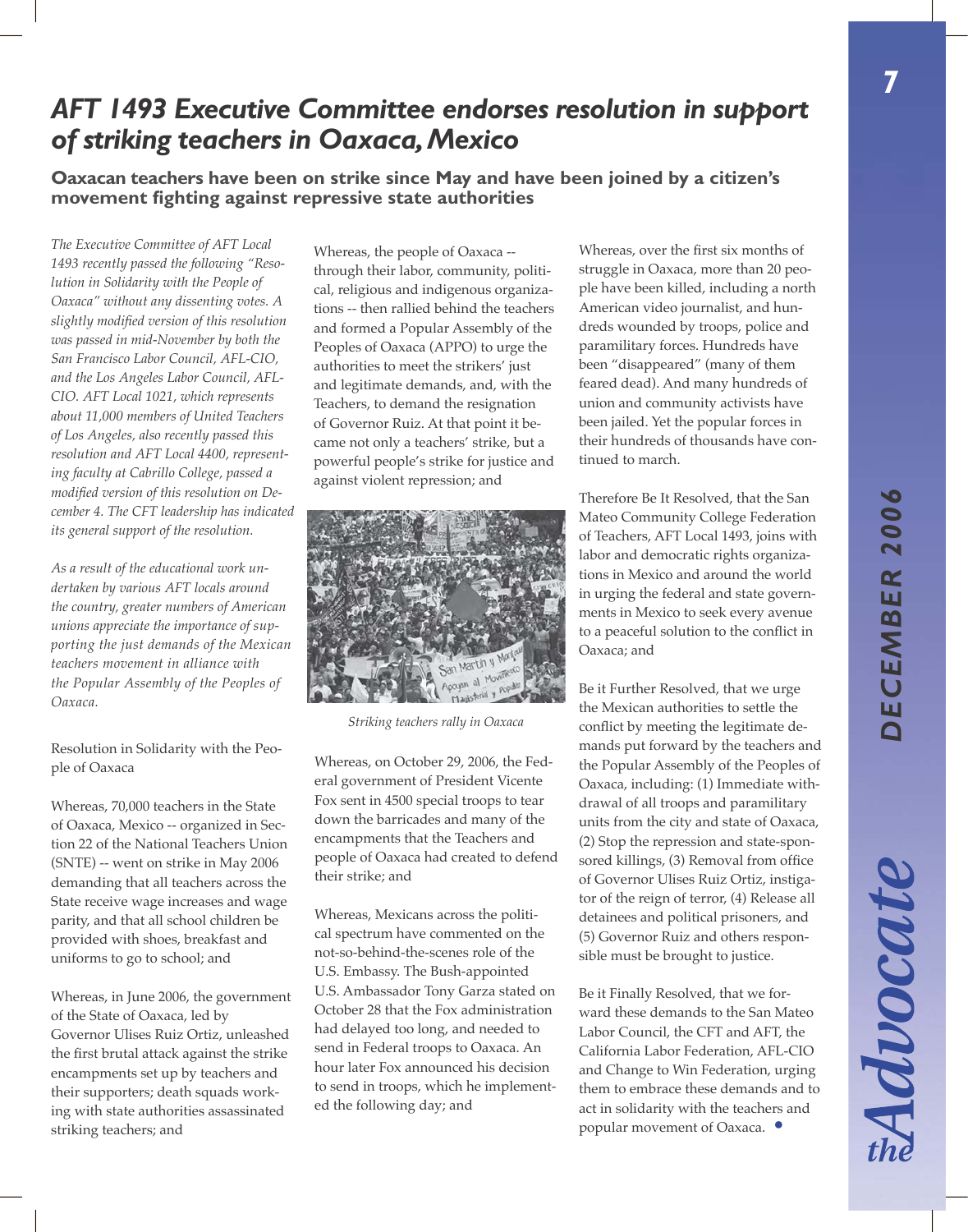# *AFT 1493 Executive Committee endorses resolution in support of striking teachers in Oaxaca, Mexico*

**Oaxacan teachers have been on strike since May and have been joined by a citizen's movement fighting against repressive state authorities**

*The Executive Committee of AFT Local 1493 recently passed the following "Resolution in Solidarity with the People of Oaxaca" without any dissenting votes. A slightly modified version of this resolution was passed in mid-November by both the San Francisco Labor Council, AFL-CIO, and the Los Angeles Labor Council, AFL-CIO. AFT Local 1021, which represents about 11,000 members of United Teachers of Los Angeles, also recently passed this resolution and AFT Local 4400, representing faculty at Cabrillo College, passed a modified version of this resolution on December 4. The CFT leadership has indicated its general support of the resolution.*

*As a result of the educational work undertaken by various AFT locals around the country, greater numbers of American unions appreciate the importance of supporting the just demands of the Mexican teachers movement in alliance with the Popular Assembly of the Peoples of Oaxaca.*

Resolution in Solidarity with the People of Oaxaca

Whereas, 70,000 teachers in the State of Oaxaca, Mexico -- organized in Section 22 of the National Teachers Union (SNTE) -- went on strike in May 2006 demanding that all teachers across the State receive wage increases and wage parity, and that all school children be provided with shoes, breakfast and uniforms to go to school; and

Whereas, in June 2006, the government of the State of Oaxaca, led by Governor Ulises Ruiz Ortiz, unleashed the first brutal attack against the strike encampments set up by teachers and their supporters; death squads working with state authorities assassinated striking teachers; and

Whereas, the people of Oaxaca -- through their labor, community, political, religious and indigenous organizations -- then rallied behind the teachers and formed a Popular Assembly of the Peoples of Oaxaca (APPO) to urge the authorities to meet the strikers' just and legitimate demands, and, with the Teachers, to demand the resignation of Governor Ruiz. At that point it became not only a teachers' strike, but a powerful people's strike for justice and against violent repression; and

Striking teachers rally in Oaxaca

Whereas, on October 29, 2006, the Federal government of President Vicente Fox sent in 4500 special troops to tear down the barricades and many of the encampments that the Teachers and people of Oaxaca had created to defend their strike; and

Whereas, Mexicans across the political spectrum have commented on the not-so-behind-the-scenes role of the U.S. Embassy. The Bush-appointed U.S. Ambassador Tony Garza stated on October 28 that the Fox administration had delayed too long, and needed to send in Federal troops to Oaxaca. An hour later Fox announced his decision to send in troops, which he implemented the following day; and

Whereas, over the first six months of struggle in Oaxaca, more than 20 people have been killed, including a north American video journalist, and hundreds wounded by troops, police and paramilitary forces. Hundreds have been "disappeared" (many of them feared dead). And many hundreds of union and community activists have been jailed. Yet the popular forces in their hundreds of thousands have continued to march.

Therefore Be It Resolved, that the San Mateo Community College Federation of Teachers, AFT Local 1493, joins with labor and democratic rights organizations in Mexico and around the world in urging the federal and state governments in Mexico to seek every avenue to a peaceful solution to the conflict in Oaxaca; and

Be it Further Resolved, that we urge the Mexican authorities to settle the conflict by meeting the legitimate demands put forward by the teachers and the Popular Assembly of the Peoples of Oaxaca, including: (1) Immediate withdrawal of all troops and paramilitary units from the city and state of Oaxaca, (2) Stop the repression and state-sponsored killings, (3) Removal from office of Governor Ulises Ruiz Ortiz, instigator of the reign of terror, (4) Release all detainees and political prisoners, and (5) Governor Ruiz and others responsible must be brought to justice.

Be it Finally Resolved, that we forward these demands to the San Mateo Labor Council, the CFT and AFT, the California Labor Federation, AFL-CIO and Change to Win Federation, urging them to embrace these demands and to act in solidarity with the teachers and popular movement of Oaxaca.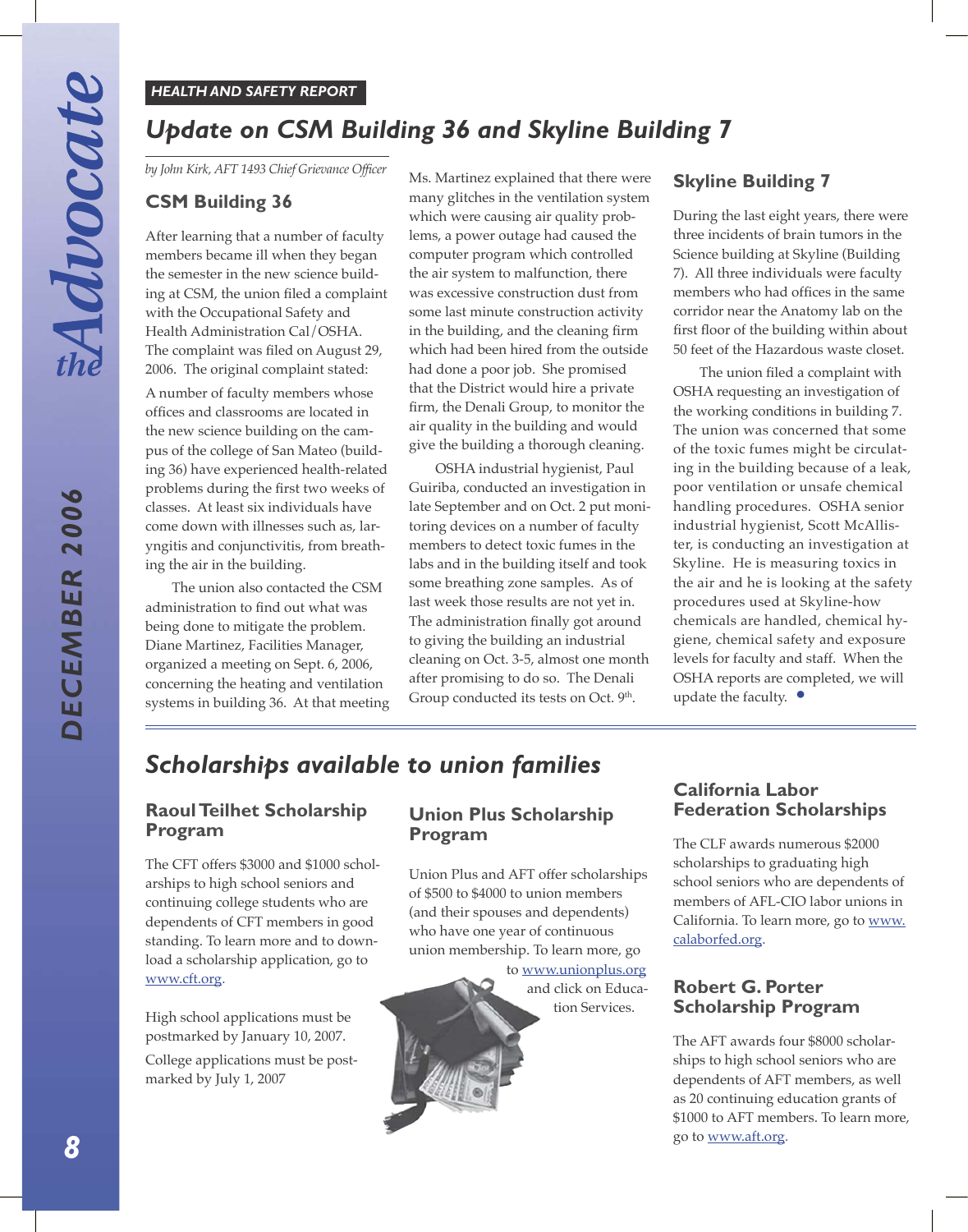HEALTH AND SAFETY REPORT

# Update on CSM Building 36 and Skyline Building 7

*by John Kirk, AFT 1493 Chief Grievance Officer*

## CSM Building 36

After learning that a number of faculty members became ill when they began the semester in the new science building at CSM, the union filed a complaint with the Occupational Safety and Health Administration Cal/OSHA. The complaint was filed on August 29, 2006. The original complaint stated:

A number of faculty members whose offices and classrooms are located in the new science building on the campus of the college of San Mateo (building 36) have experienced health-related problems during the first two weeks of classes. At least six individuals have come down with illnesses such as, laryngitis and conjunctivitis, from breathing the air in the building.

The union also contacted the CSM administration to find out what was being done to mitigate the problem. Diane Martinez, Facilities Manager, organized a meeting on Sept. 6, 2006, concerning the heating and ventilation systems in building 36. At that meeting Ms. Martinez explained that there were many glitches in the ventilation system which were causing air quality problems, a power outage had caused the computer program which controlled the air system to malfunction, there was excessive construction dust from some last minute construction activity in the building, and the cleaning firm which had been hired from the outside had done a poor job. She promised that the District would hire a private firm, the Denali Group, to monitor the air quality in the building and would give the building a thorough cleaning.

OSHA industrial hygienist, Paul Guiriba, conducted an investigation in late September and on Oct. 2 put monitoring devices on a number of faculty members to detect toxic fumes in the labs and in the building itself and took some breathing zone samples. As of last week those results are not yet in. The administration finally got around to giving the building an industrial cleaning on Oct. 3-5, almost one month after promising to do so. The Denali Group conducted its tests on Oct. 9th.

## Skyline Building 7

During the last eight years, there were three incidents of brain tumors in the Science building at Skyline (Building 7). All three individuals were faculty members who had offices in the same corridor near the Anatomy lab on the first floor of the building within about 50 feet of the Hazardous waste closet.

The union filed a complaint with OSHA requesting an investigation of the working conditions in building 7. The union was concerned that some of the toxic fumes might be circulating in the building because of a leak, poor ventilation or unsafe chemical handling procedures. OSHA senior industrial hygienist, Scott McAllister, is conducting an investigation at Skyline. He is measuring toxics in the air and he is looking at the safety procedures used at Skyline-how chemicals are handled, chemical hygiene, chemical safety and exposure levels for faculty and staff. When the OSHA reports are completed, we will update the faculty. •

# Scholarships available to union families

## Raoul Teilhet Scholarship Program

The CFT offers $3000 and $1000 scholarships to high school seniors and continuing college students who are dependents of CFT members in good standing. To learn more and to download a scholarship application, go to www.cft.org.

High school applications must be postmarked by January 10, 2007.

College applications must be postmarked by July 1, 2007

## Union Plus Scholarship Program

Union Plus and AFT offer scholarships of $500 to $4000 to union members (and their spouses and dependents) who have one year of continuous union membership. To learn more, go to www.unionplus.org and click on Education Services.

## California Labor Federation Scholarships

The CLF awards numerous $2000 scholarships to graduating high school seniors who are dependents of members of AFL-CIO labor unions in California. To learn more, go to www.calaborfed.org.

## Robert G. Porter Scholarship Program

The AFT awards four $8000 scholarships to high school seniors who are dependents of AFT members, as well as 20 continuing education grants of $1000 to AFT members. To learn more, go to www.aft.org.